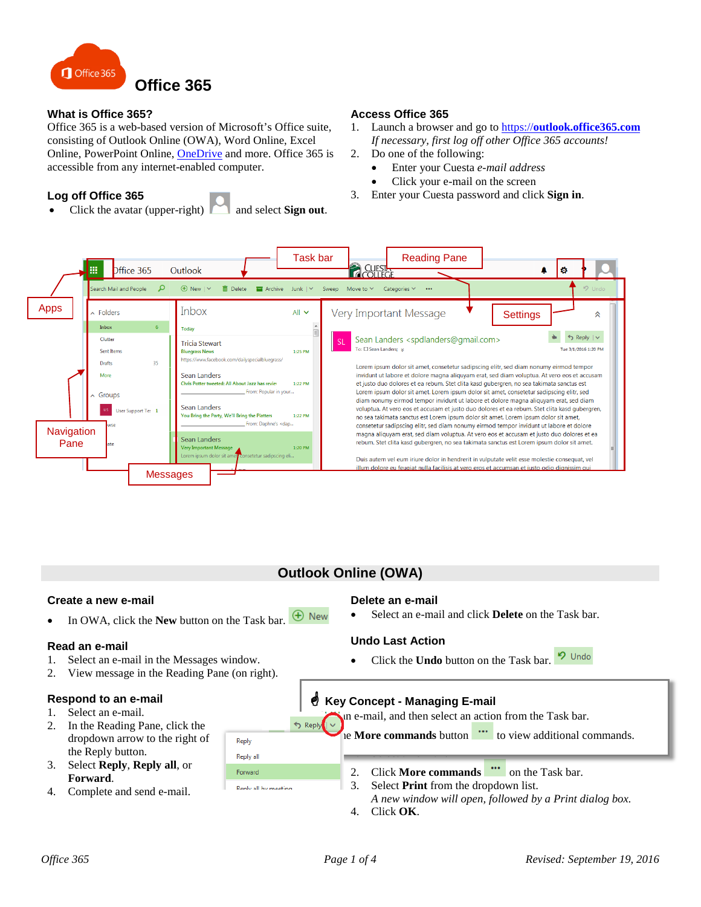# Office 365

## What is Office 365?

Office 365 is a web-based version of Microsoft's Office suite, consisting of Outlook Online (OWA), Word Online, Excel Online, PowerPoint Online, OneDrive and more. Office 365 is accessible from any internet-enabled computer.

## Log off Office 365

- Click the avatar (upper-right) and select **Sign out**.

## Access Office 365

1. Launch a browser and go to https://**outlook.office365.com**
   *If necessary, first log off other Office 365 accounts!*
2. Do one of the following:
   - Enter your Cuesta *e-mail address*
   - Click your e-mail on the screen
3. Enter your Cuesta password and click **Sign in**.

# Outlook Online (OWA)

## Create a new e-mail

- In OWA, click the **New** button on the Task bar.

## Read an e-mail

1. Select an e-mail in the Messages window.
2. View message in the Reading Pane (on right).

## Respond to an e-mail

1. Select an e-mail.
2. In the Reading Pane, click the dropdown arrow to the right of the Reply button.
3. Select **Reply**, **Reply all**, or **Forward**.
4. Complete and send e-mail.

## Delete an e-mail

- Select an e-mail and click **Delete** on the Task bar.

## Undo Last Action

- Click the **Undo** button on the Task bar.

## Key Concept - Managing E-mail

...n e-mail, and then select an action from the Task bar.

...e **More commands** button to view additional commands.

2. Click **More commands** on the Task bar.
3. Select **Print** from the dropdown list.
   *A new window will open, followed by a Print dialog box.*
4. Click **OK**.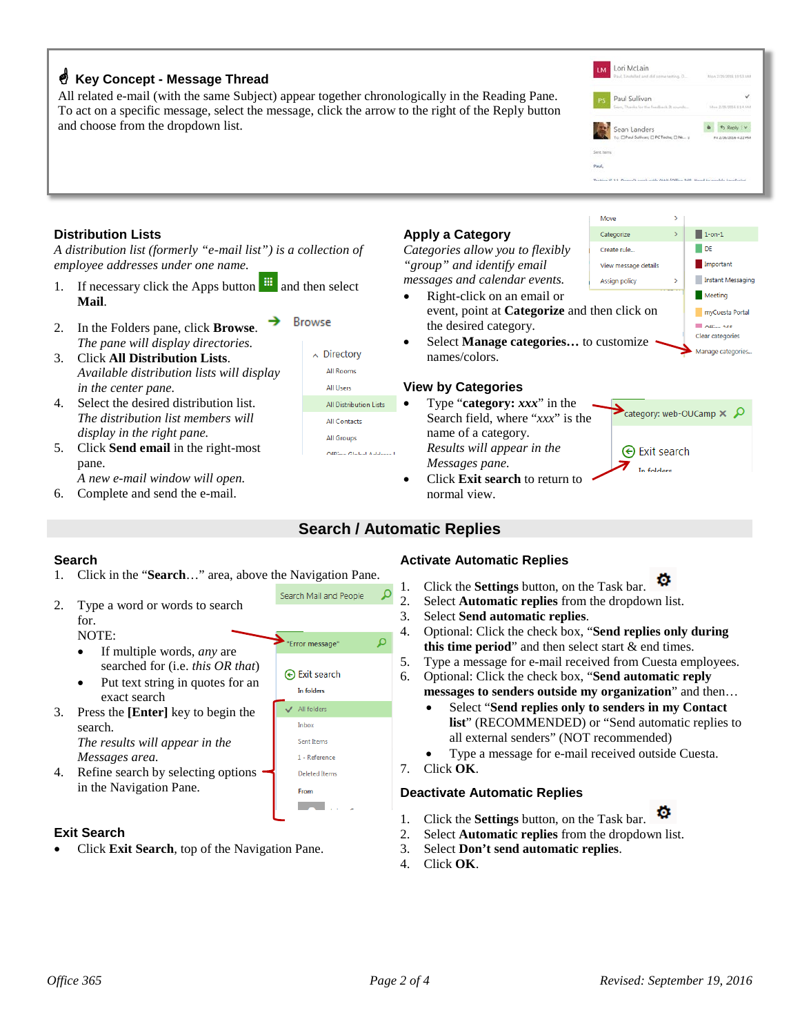### Key Concept - Message Thread

All related e-mail (with the same Subject) appear together chronologically in the Reading Pane. To act on a specific message, select the message, click the arrow to the right of the Reply button and choose from the dropdown list.

### Distribution Lists

*A distribution list (formerly "e-mail list") is a collection of employee addresses under one name.*

1. If necessary click the Apps button and then select **Mail**.
2. In the Folders pane, click **Browse**.
   *The pane will display directories.*
3. Click **All Distribution Lists**.
   *Available distribution lists will display in the center pane.*
4. Select the desired distribution list.
   *The distribution list members will display in the right pane.*
5. Click **Send email** in the right-most pane.
   *A new e-mail window will open.*
6. Complete and send the e-mail.

### Apply a Category

*Categories allow you to flexibly "group" and identify email messages and calendar events.*

- Right-click on an email or event, point at **Categorize** and then click on the desired category.
- Select **Manage categories…** to customize names/colors.

### View by Categories

- Type "**category: *xxx***" in the Search field, where "*xxx*" is the name of a category.
  *Results will appear in the Messages pane.*
- Click **Exit search** to return to normal view.

## Search / Automatic Replies

### Search

1. Click in the "**Search**…" area, above the Navigation Pane.
2. Type a word or words to search for.
   NOTE:
   - If multiple words, *any* are searched for (i.e. *this OR that*)
   - Put text string in quotes for an exact search
3. Press the **[Enter]** key to begin the search.
   *The results will appear in the Messages area.*
4. Refine search by selecting options in the Navigation Pane.

### Exit Search

- Click **Exit Search**, top of the Navigation Pane.

### Activate Automatic Replies

1. Click the **Settings** button, on the Task bar.
2. Select **Automatic replies** from the dropdown list.
3. Select **Send automatic replies**.
4. Optional: Click the check box, "**Send replies only during this time period**" and then select start & end times.
5. Type a message for e-mail received from Cuesta employees.
6. Optional: Click the check box, "**Send automatic reply messages to senders outside my organization**" and then…
   - Select "**Send replies only to senders in my Contact list**" (RECOMMENDED) or "Send automatic replies to all external senders" (NOT recommended)
   - Type a message for e-mail received outside Cuesta.
7. Click **OK**.

### Deactivate Automatic Replies

1. Click the **Settings** button, on the Task bar.
2. Select **Automatic replies** from the dropdown list.
3. Select **Don't send automatic replies**.
4. Click **OK**.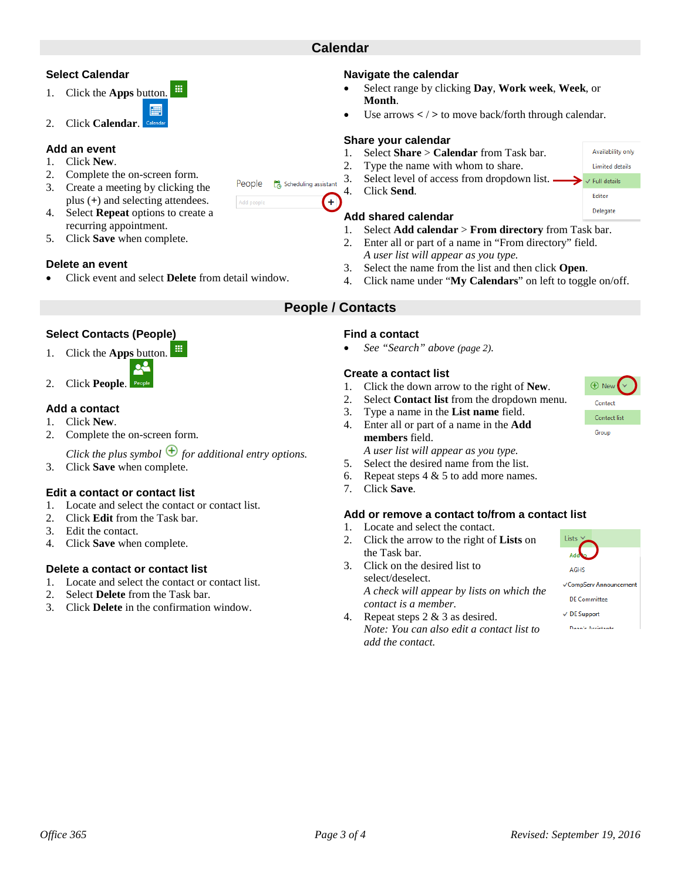# Calendar

## Select Calendar

1. Click the **Apps** button.
2. Click **Calendar**.

## Add an event

1. Click **New**.
2. Complete the on-screen form.
3. Create a meeting by clicking the plus (+) and selecting attendees.
4. Select **Repeat** options to create a recurring appointment.
5. Click **Save** when complete.

## Delete an event

- Click event and select **Delete** from detail window.

## Navigate the calendar

- Select range by clicking **Day**, **Work week**, **Week**, or **Month**.
- Use arrows < / > to move back/forth through calendar.

## Share your calendar

1. Select **Share** > **Calendar** from Task bar.
2. Type the name with whom to share.
3. Select level of access from dropdown list.
4. Click **Send**.

## Add shared calendar

1. Select **Add calendar** > **From directory** from Task bar.
2. Enter all or part of a name in "From directory" field.
   *A user list will appear as you type.*
3. Select the name from the list and then click **Open**.
4. Click name under "**My Calendars**" on left to toggle on/off.

# People / Contacts

## Select Contacts (People)

1. Click the **Apps** button.
2. Click **People**.

## Add a contact

1. Click **New**.
2. Complete the on-screen form.

   *Click the plus symbol for additional entry options.*
3. Click **Save** when complete.

## Edit a contact or contact list

1. Locate and select the contact or contact list.
2. Click **Edit** from the Task bar.
3. Edit the contact.
4. Click **Save** when complete.

## Delete a contact or contact list

1. Locate and select the contact or contact list.
2. Select **Delete** from the Task bar.
3. Click **Delete** in the confirmation window.

## Find a contact

- *See "Search" above (page 2).*

## Create a contact list

1. Click the down arrow to the right of **New**.
2. Select **Contact list** from the dropdown menu.
3. Type a name in the **List name** field.
4. Enter all or part of a name in the **Add members** field.
   *A user list will appear as you type.*
5. Select the desired name from the list.
6. Repeat steps 4 & 5 to add more names.
7. Click **Save**.

## Add or remove a contact to/from a contact list

1. Locate and select the contact.
2. Click the arrow to the right of **Lists** on the Task bar.
3. Click on the desired list to select/deselect.
   *A check will appear by lists on which the contact is a member.*
4. Repeat steps 2 & 3 as desired.
   *Note: You can also edit a contact list to add the contact.*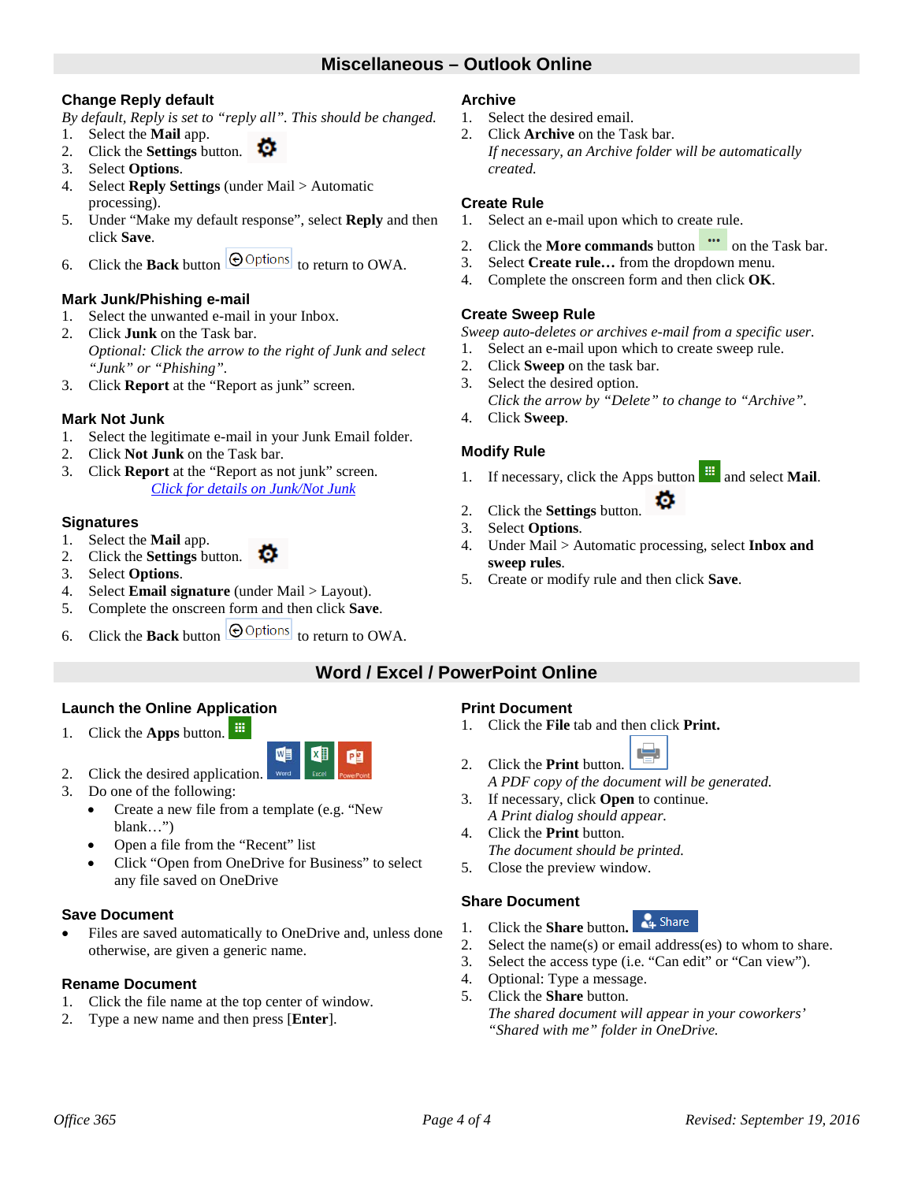## Miscellaneous – Outlook Online

### Change Reply default

*By default, Reply is set to "reply all". This should be changed.*

1. Select the **Mail** app.
2. Click the **Settings** button.
3. Select **Options**.
4. Select **Reply Settings** (under Mail > Automatic processing).
5. Under "Make my default response", select **Reply** and then click **Save**.
6. Click the **Back** button Options to return to OWA.

### Mark Junk/Phishing e-mail

1. Select the unwanted e-mail in your Inbox.
2. Click **Junk** on the Task bar.
   *Optional: Click the arrow to the right of Junk and select "Junk" or "Phishing".*
3. Click **Report** at the "Report as junk" screen.

### Mark Not Junk

1. Select the legitimate e-mail in your Junk Email folder.
2. Click **Not Junk** on the Task bar.
3. Click **Report** at the "Report as not junk" screen.

*Click for details on Junk/Not Junk*

### Signatures

1. Select the **Mail** app.
2. Click the **Settings** button.
3. Select **Options**.
4. Select **Email signature** (under Mail > Layout).
5. Complete the onscreen form and then click **Save**.
6. Click the **Back** button Options to return to OWA.

### Archive

1. Select the desired email.
2. Click **Archive** on the Task bar.
   *If necessary, an Archive folder will be automatically created.*

### Create Rule

1. Select an e-mail upon which to create rule.
2. Click the **More commands** button ··· on the Task bar.
3. Select **Create rule…** from the dropdown menu.
4. Complete the onscreen form and then click **OK**.

### Create Sweep Rule

*Sweep auto-deletes or archives e-mail from a specific user.*

1. Select an e-mail upon which to create sweep rule.
2. Click **Sweep** on the task bar.
3. Select the desired option.
   *Click the arrow by "Delete" to change to "Archive".*
4. Click **Sweep**.

### Modify Rule

1. If necessary, click the Apps button and select **Mail**.
2. Click the **Settings** button.
3. Select **Options**.
4. Under Mail > Automatic processing, select **Inbox and sweep rules**.
5. Create or modify rule and then click **Save**.

## Word / Excel / PowerPoint Online

### Launch the Online Application

1. Click the **Apps** button.
2. Click the desired application. Word Excel PowerPoint
3. Do one of the following:
   - Create a new file from a template (e.g. "New blank…")
   - Open a file from the "Recent" list
   - Click "Open from OneDrive for Business" to select any file saved on OneDrive

### Save Document

- Files are saved automatically to OneDrive and, unless done otherwise, are given a generic name.

### Rename Document

1. Click the file name at the top center of window.
2. Type a new name and then press [**Enter**].

### Print Document

1. Click the **File** tab and then click **Print**.
2. Click the **Print** button.
   *A PDF copy of the document will be generated.*
3. If necessary, click **Open** to continue.
   *A Print dialog should appear.*
4. Click the **Print** button.
   *The document should be printed.*
5. Close the preview window.

### Share Document

1. Click the **Share** button. Share
2. Select the name(s) or email address(es) to whom to share.
3. Select the access type (i.e. "Can edit" or "Can view").
4. Optional: Type a message.
5. Click the **Share** button.
   *The shared document will appear in your coworkers' "Shared with me" folder in OneDrive.*

*Office 365* *Revised: September 19, 2016*